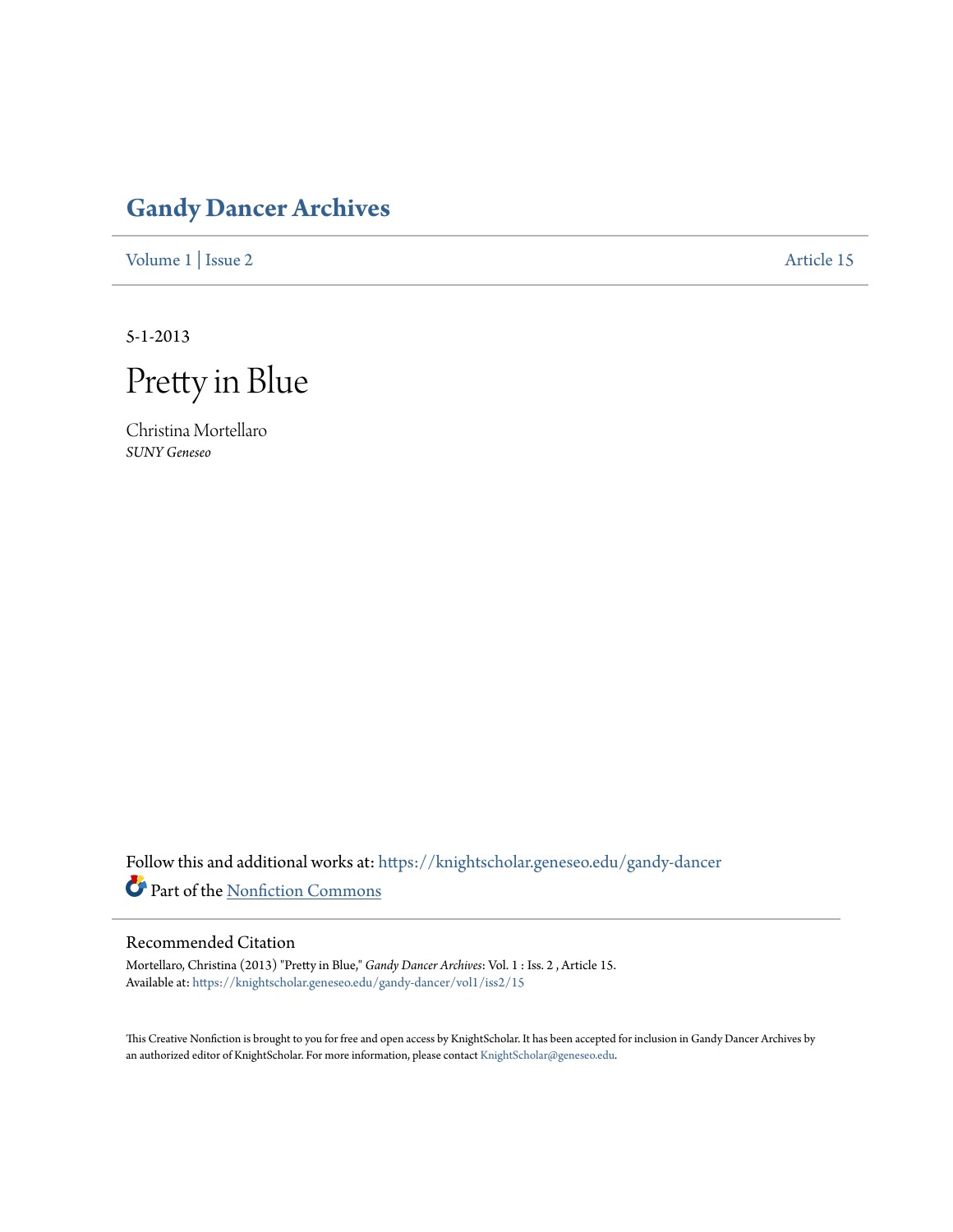# Gandy Dancer Archives

Volume 1 | Issue 2 Article 15

5-1-2013

## Pretty in Blue

Christina Mortellaro
*SUNY Geneseo*

Follow this and additional works at: https://knightscholar.geneseo.edu/gandy-dancer

Part of the Nonfiction Commons

### Recommended Citation

Mortellaro, Christina (2013) "Pretty in Blue," *Gandy Dancer Archives*: Vol. 1 : Iss. 2 , Article 15.
Available at: https://knightscholar.geneseo.edu/gandy-dancer/vol1/iss2/15

This Creative Nonfiction is brought to you for free and open access by KnightScholar. It has been accepted for inclusion in Gandy Dancer Archives by an authorized editor of KnightScholar. For more information, please contact KnightScholar@geneseo.edu.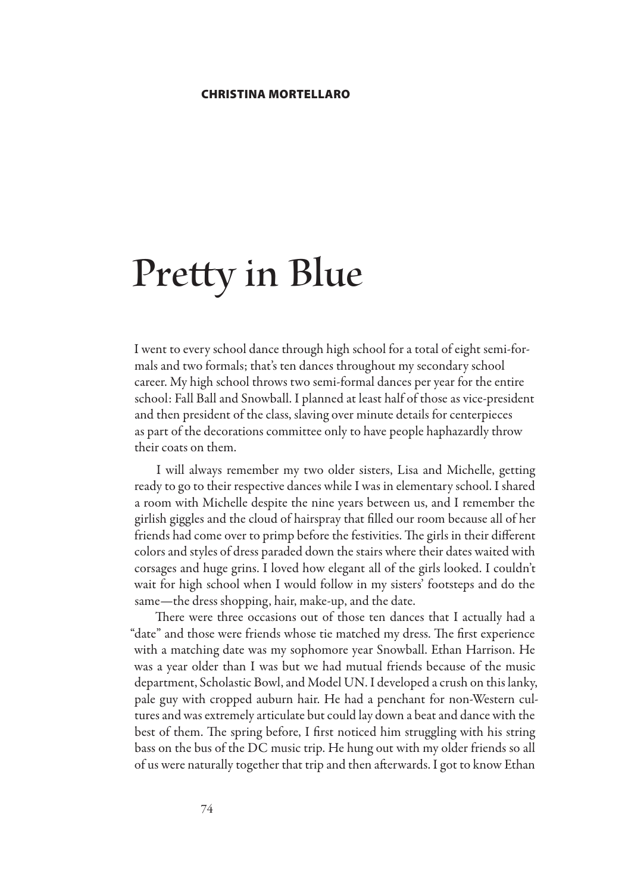CHRISTINA MORTELLARO

# Pretty in Blue

I went to every school dance through high school for a total of eight semi-formals and two formals; that's ten dances throughout my secondary school career. My high school throws two semi-formal dances per year for the entire school: Fall Ball and Snowball. I planned at least half of those as vice-president and then president of the class, slaving over minute details for centerpieces as part of the decorations committee only to have people haphazardly throw their coats on them.

I will always remember my two older sisters, Lisa and Michelle, getting ready to go to their respective dances while I was in elementary school. I shared a room with Michelle despite the nine years between us, and I remember the girlish giggles and the cloud of hairspray that filled our room because all of her friends had come over to primp before the festivities. The girls in their different colors and styles of dress paraded down the stairs where their dates waited with corsages and huge grins. I loved how elegant all of the girls looked. I couldn't wait for high school when I would follow in my sisters' footsteps and do the same—the dress shopping, hair, make-up, and the date.

There were three occasions out of those ten dances that I actually had a "date" and those were friends whose tie matched my dress. The first experience with a matching date was my sophomore year Snowball. Ethan Harrison. He was a year older than I was but we had mutual friends because of the music department, Scholastic Bowl, and Model UN. I developed a crush on this lanky, pale guy with cropped auburn hair. He had a penchant for non-Western cultures and was extremely articulate but could lay down a beat and dance with the best of them. The spring before, I first noticed him struggling with his string bass on the bus of the DC music trip. He hung out with my older friends so all of us were naturally together that trip and then afterwards. I got to know Ethan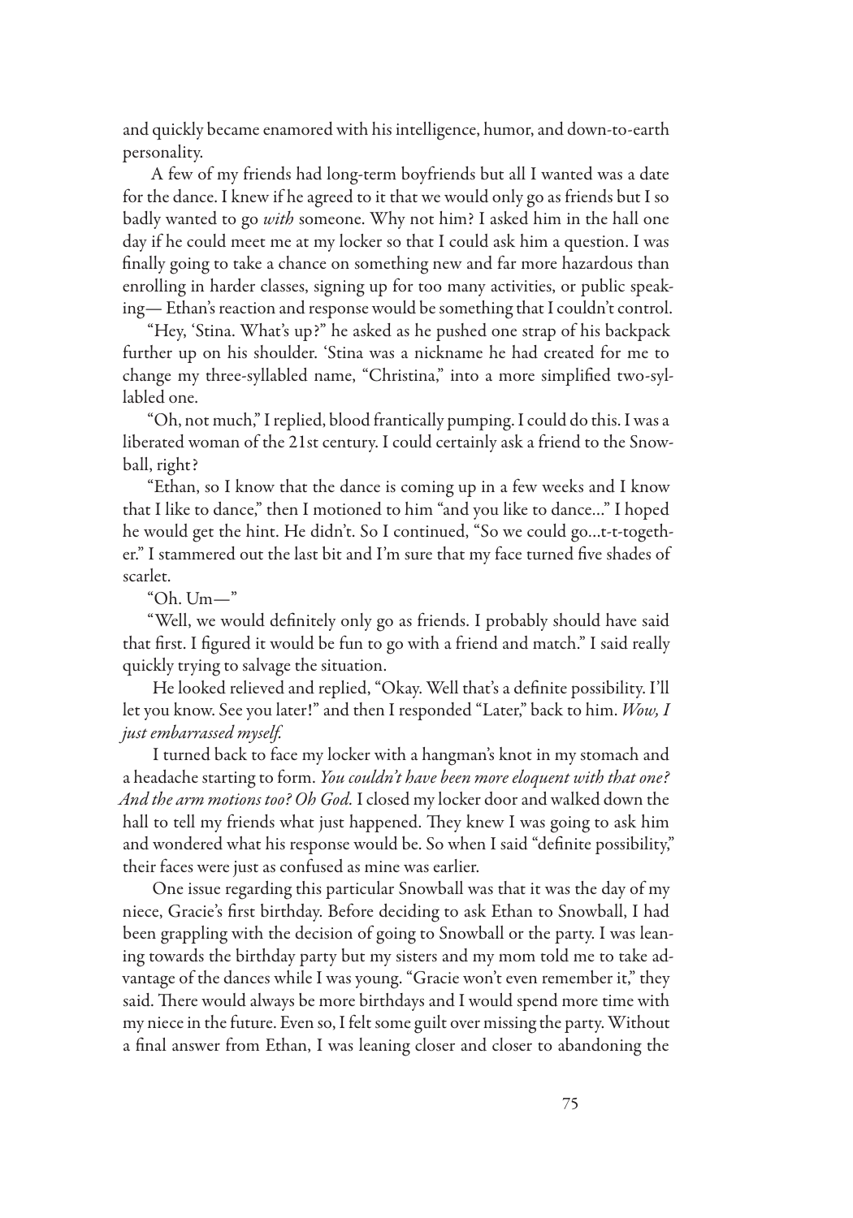and quickly became enamored with his intelligence, humor, and down-to-earth personality.

A few of my friends had long-term boyfriends but all I wanted was a date for the dance. I knew if he agreed to it that we would only go as friends but I so badly wanted to go *with* someone. Why not him? I asked him in the hall one day if he could meet me at my locker so that I could ask him a question. I was finally going to take a chance on something new and far more hazardous than enrolling in harder classes, signing up for too many activities, or public speaking— Ethan's reaction and response would be something that I couldn't control.

"Hey, 'Stina. What's up?" he asked as he pushed one strap of his backpack further up on his shoulder. 'Stina was a nickname he had created for me to change my three-syllabled name, "Christina," into a more simplified two-syllabled one.

"Oh, not much," I replied, blood frantically pumping. I could do this. I was a liberated woman of the 21st century. I could certainly ask a friend to the Snowball, right?

"Ethan, so I know that the dance is coming up in a few weeks and I know that I like to dance," then I motioned to him "and you like to dance…" I hoped he would get the hint. He didn't. So I continued, "So we could go…t-t-together." I stammered out the last bit and I'm sure that my face turned five shades of scarlet.

"Oh. Um—"

"Well, we would definitely only go as friends. I probably should have said that first. I figured it would be fun to go with a friend and match." I said really quickly trying to salvage the situation.

He looked relieved and replied, "Okay. Well that's a definite possibility. I'll let you know. See you later!" and then I responded "Later," back to him. *Wow, I just embarrassed myself.*

I turned back to face my locker with a hangman's knot in my stomach and a headache starting to form. *You couldn't have been more eloquent with that one? And the arm motions too? Oh God.* I closed my locker door and walked down the hall to tell my friends what just happened. They knew I was going to ask him and wondered what his response would be. So when I said "definite possibility," their faces were just as confused as mine was earlier.

One issue regarding this particular Snowball was that it was the day of my niece, Gracie's first birthday. Before deciding to ask Ethan to Snowball, I had been grappling with the decision of going to Snowball or the party. I was leaning towards the birthday party but my sisters and my mom told me to take advantage of the dances while I was young. "Gracie won't even remember it," they said. There would always be more birthdays and I would spend more time with my niece in the future. Even so, I felt some guilt over missing the party. Without a final answer from Ethan, I was leaning closer and closer to abandoning the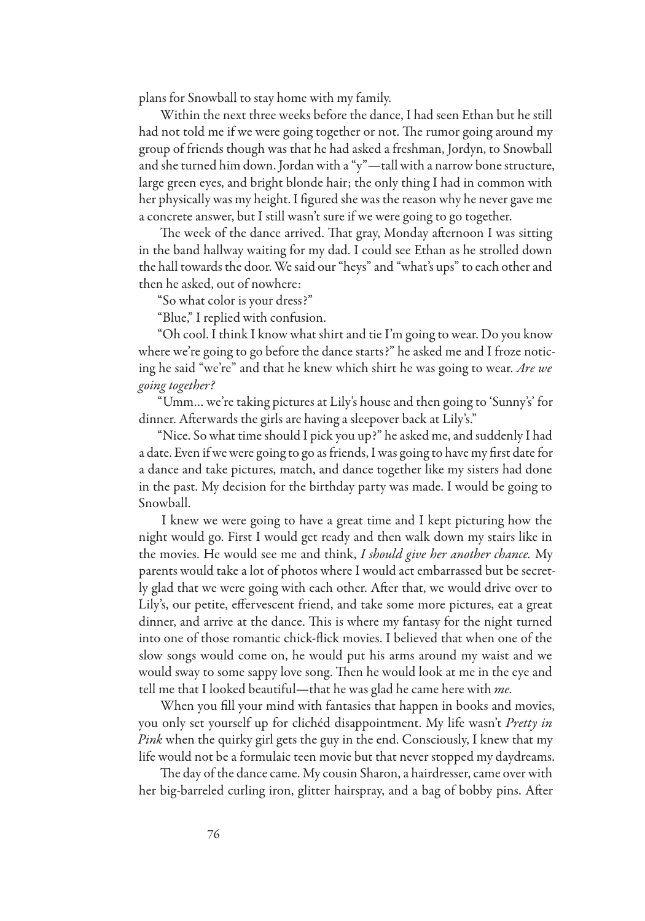plans for Snowball to stay home with my family.

Within the next three weeks before the dance, I had seen Ethan but he still had not told me if we were going together or not. The rumor going around my group of friends though was that he had asked a freshman, Jordyn, to Snowball and she turned him down. Jordan with a "y"—tall with a narrow bone structure, large green eyes, and bright blonde hair; the only thing I had in common with her physically was my height. I figured she was the reason why he never gave me a concrete answer, but I still wasn't sure if we were going to go together.

The week of the dance arrived. That gray, Monday afternoon I was sitting in the band hallway waiting for my dad. I could see Ethan as he strolled down the hall towards the door. We said our "heys" and "what's ups" to each other and then he asked, out of nowhere:

"So what color is your dress?"

"Blue," I replied with confusion.

"Oh cool. I think I know what shirt and tie I'm going to wear. Do you know where we're going to go before the dance starts?" he asked me and I froze noticing he said "we're" and that he knew which shirt he was going to wear. *Are we going together?*

"Umm... we're taking pictures at Lily's house and then going to 'Sunny's' for dinner. Afterwards the girls are having a sleepover back at Lily's."

"Nice. So what time should I pick you up?" he asked me, and suddenly I had a date. Even if we were going to go as friends, I was going to have my first date for a dance and take pictures, match, and dance together like my sisters had done in the past. My decision for the birthday party was made. I would be going to Snowball.

I knew we were going to have a great time and I kept picturing how the night would go. First I would get ready and then walk down my stairs like in the movies. He would see me and think, *I should give her another chance.* My parents would take a lot of photos where I would act embarrassed but be secretly glad that we were going with each other. After that, we would drive over to Lily's, our petite, effervescent friend, and take some more pictures, eat a great dinner, and arrive at the dance. This is where my fantasy for the night turned into one of those romantic chick-flick movies. I believed that when one of the slow songs would come on, he would put his arms around my waist and we would sway to some sappy love song. Then he would look at me in the eye and tell me that I looked beautiful—that he was glad he came here with *me.*

When you fill your mind with fantasies that happen in books and movies, you only set yourself up for clichéd disappointment. My life wasn't *Pretty in Pink* when the quirky girl gets the guy in the end. Consciously, I knew that my life would not be a formulaic teen movie but that never stopped my daydreams.

The day of the dance came. My cousin Sharon, a hairdresser, came over with her big-barreled curling iron, glitter hairspray, and a bag of bobby pins. After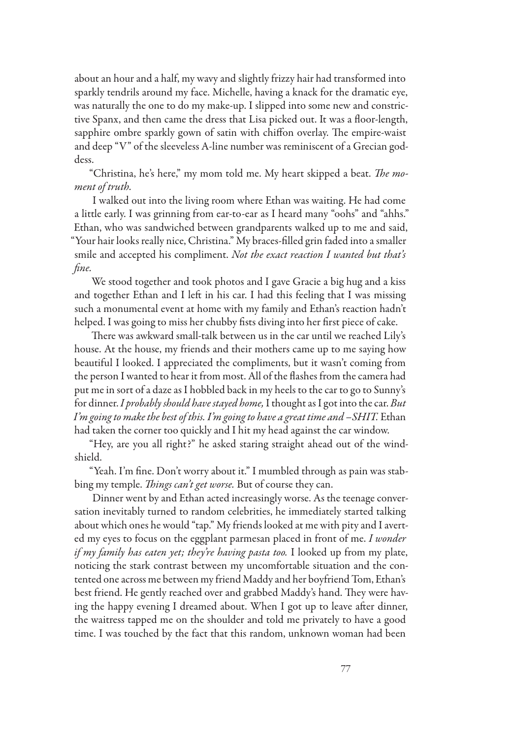about an hour and a half, my wavy and slightly frizzy hair had transformed into sparkly tendrils around my face. Michelle, having a knack for the dramatic eye, was naturally the one to do my make-up. I slipped into some new and constrictive Spanx, and then came the dress that Lisa picked out. It was a floor-length, sapphire ombre sparkly gown of satin with chiffon overlay. The empire-waist and deep "V" of the sleeveless A-line number was reminiscent of a Grecian goddess.

"Christina, he's here," my mom told me. My heart skipped a beat. *The moment of truth.*

I walked out into the living room where Ethan was waiting. He had come a little early. I was grinning from ear-to-ear as I heard many "oohs" and "ahhs." Ethan, who was sandwiched between grandparents walked up to me and said, "Your hair looks really nice, Christina." My braces-filled grin faded into a smaller smile and accepted his compliment. *Not the exact reaction I wanted but that's fine.*

We stood together and took photos and I gave Gracie a big hug and a kiss and together Ethan and I left in his car. I had this feeling that I was missing such a monumental event at home with my family and Ethan's reaction hadn't helped. I was going to miss her chubby fists diving into her first piece of cake.

There was awkward small-talk between us in the car until we reached Lily's house. At the house, my friends and their mothers came up to me saying how beautiful I looked. I appreciated the compliments, but it wasn't coming from the person I wanted to hear it from most. All of the flashes from the camera had put me in sort of a daze as I hobbled back in my heels to the car to go to Sunny's for dinner. *I probably should have stayed home,* I thought as I got into the car. *But I'm going to make the best of this. I'm going to have a great time and –SHIT.* Ethan had taken the corner too quickly and I hit my head against the car window.

"Hey, are you all right?" he asked staring straight ahead out of the windshield.

"Yeah. I'm fine. Don't worry about it." I mumbled through as pain was stabbing my temple. *Things can't get worse.* But of course they can.

Dinner went by and Ethan acted increasingly worse. As the teenage conversation inevitably turned to random celebrities, he immediately started talking about which ones he would "tap." My friends looked at me with pity and I averted my eyes to focus on the eggplant parmesan placed in front of me. *I wonder if my family has eaten yet; they're having pasta too.* I looked up from my plate, noticing the stark contrast between my uncomfortable situation and the contented one across me between my friend Maddy and her boyfriend Tom, Ethan's best friend. He gently reached over and grabbed Maddy's hand. They were having the happy evening I dreamed about. When I got up to leave after dinner, the waitress tapped me on the shoulder and told me privately to have a good time. I was touched by the fact that this random, unknown woman had been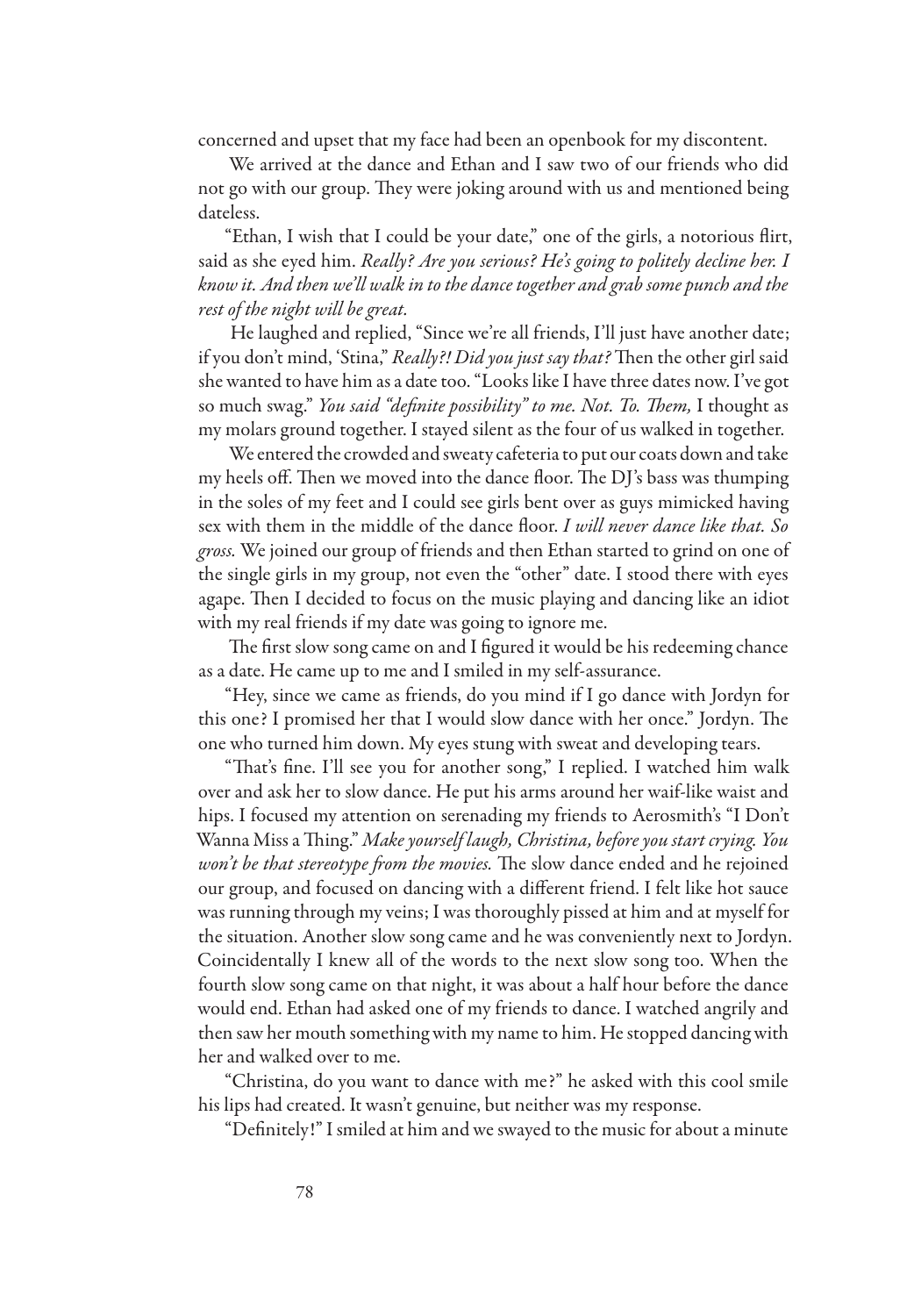concerned and upset that my face had been an openbook for my discontent.

We arrived at the dance and Ethan and I saw two of our friends who did not go with our group. They were joking around with us and mentioned being dateless.

"Ethan, I wish that I could be your date," one of the girls, a notorious flirt, said as she eyed him. *Really? Are you serious? He's going to politely decline her. I know it. And then we'll walk in to the dance together and grab some punch and the rest of the night will be great.*

He laughed and replied, "Since we're all friends, I'll just have another date; if you don't mind, 'Stina," *Really?! Did you just say that?* Then the other girl said she wanted to have him as a date too. "Looks like I have three dates now. I've got so much swag." *You said "definite possibility" to me. Not. To. Them,* I thought as my molars ground together. I stayed silent as the four of us walked in together.

We entered the crowded and sweaty cafeteria to put our coats down and take my heels off. Then we moved into the dance floor. The DJ's bass was thumping in the soles of my feet and I could see girls bent over as guys mimicked having sex with them in the middle of the dance floor. *I will never dance like that. So gross.* We joined our group of friends and then Ethan started to grind on one of the single girls in my group, not even the "other" date. I stood there with eyes agape. Then I decided to focus on the music playing and dancing like an idiot with my real friends if my date was going to ignore me.

The first slow song came on and I figured it would be his redeeming chance as a date. He came up to me and I smiled in my self-assurance.

"Hey, since we came as friends, do you mind if I go dance with Jordyn for this one? I promised her that I would slow dance with her once." Jordyn. The one who turned him down. My eyes stung with sweat and developing tears.

"That's fine. I'll see you for another song," I replied. I watched him walk over and ask her to slow dance. He put his arms around her waif-like waist and hips. I focused my attention on serenading my friends to Aerosmith's "I Don't Wanna Miss a Thing." *Make yourself laugh, Christina, before you start crying. You won't be that stereotype from the movies.* The slow dance ended and he rejoined our group, and focused on dancing with a different friend. I felt like hot sauce was running through my veins; I was thoroughly pissed at him and at myself for the situation. Another slow song came and he was conveniently next to Jordyn. Coincidentally I knew all of the words to the next slow song too. When the fourth slow song came on that night, it was about a half hour before the dance would end. Ethan had asked one of my friends to dance. I watched angrily and then saw her mouth something with my name to him. He stopped dancing with her and walked over to me.

"Christina, do you want to dance with me?" he asked with this cool smile his lips had created. It wasn't genuine, but neither was my response.

"Definitely!" I smiled at him and we swayed to the music for about a minute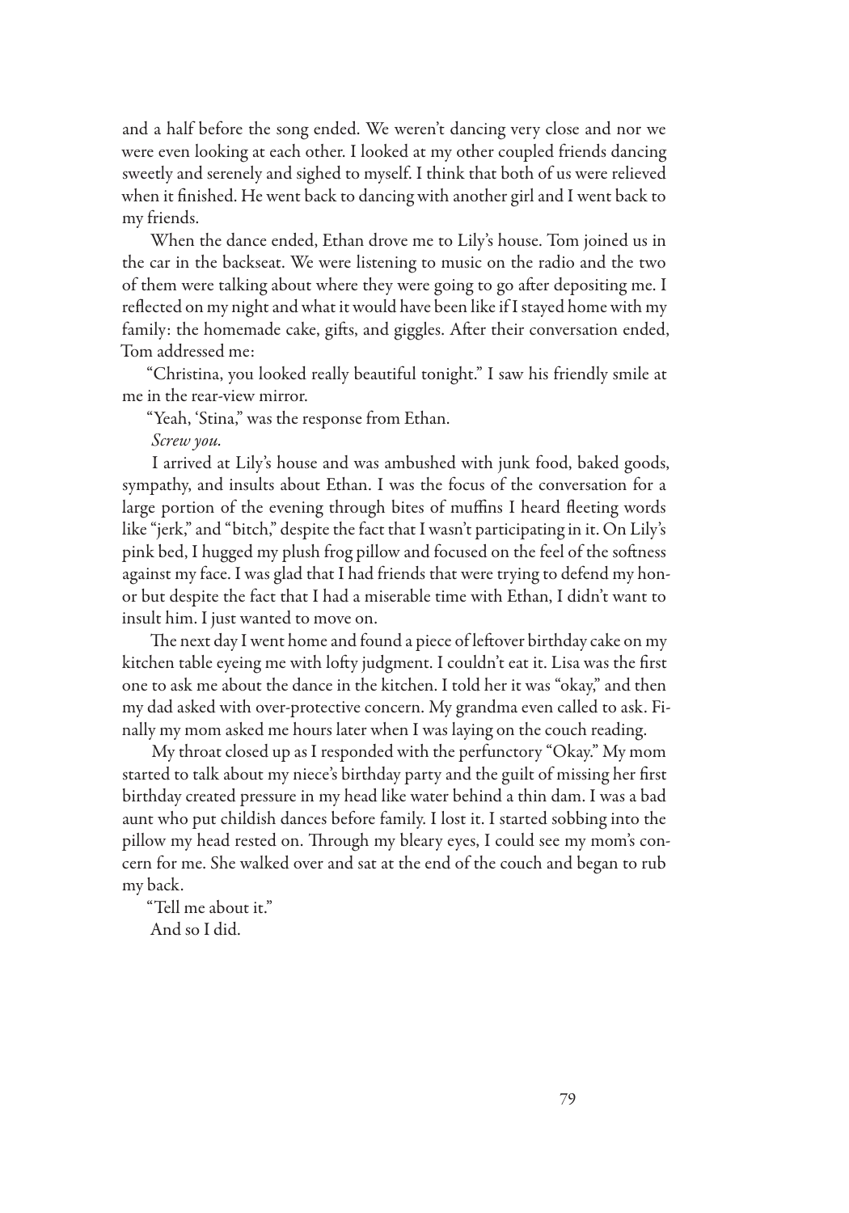and a half before the song ended. We weren't dancing very close and nor we were even looking at each other. I looked at my other coupled friends dancing sweetly and serenely and sighed to myself. I think that both of us were relieved when it finished. He went back to dancing with another girl and I went back to my friends.

When the dance ended, Ethan drove me to Lily's house. Tom joined us in the car in the backseat. We were listening to music on the radio and the two of them were talking about where they were going to go after depositing me. I reflected on my night and what it would have been like if I stayed home with my family: the homemade cake, gifts, and giggles. After their conversation ended, Tom addressed me:

"Christina, you looked really beautiful tonight." I saw his friendly smile at me in the rear-view mirror.

"Yeah, 'Stina," was the response from Ethan.

*Screw you.*

I arrived at Lily's house and was ambushed with junk food, baked goods, sympathy, and insults about Ethan. I was the focus of the conversation for a large portion of the evening through bites of muffins I heard fleeting words like "jerk," and "bitch," despite the fact that I wasn't participating in it. On Lily's pink bed, I hugged my plush frog pillow and focused on the feel of the softness against my face. I was glad that I had friends that were trying to defend my honor but despite the fact that I had a miserable time with Ethan, I didn't want to insult him. I just wanted to move on.

The next day I went home and found a piece of leftover birthday cake on my kitchen table eyeing me with lofty judgment. I couldn't eat it. Lisa was the first one to ask me about the dance in the kitchen. I told her it was "okay," and then my dad asked with over-protective concern. My grandma even called to ask. Finally my mom asked me hours later when I was laying on the couch reading.

My throat closed up as I responded with the perfunctory "Okay." My mom started to talk about my niece's birthday party and the guilt of missing her first birthday created pressure in my head like water behind a thin dam. I was a bad aunt who put childish dances before family. I lost it. I started sobbing into the pillow my head rested on. Through my bleary eyes, I could see my mom's concern for me. She walked over and sat at the end of the couch and began to rub my back.

"Tell me about it."

And so I did.